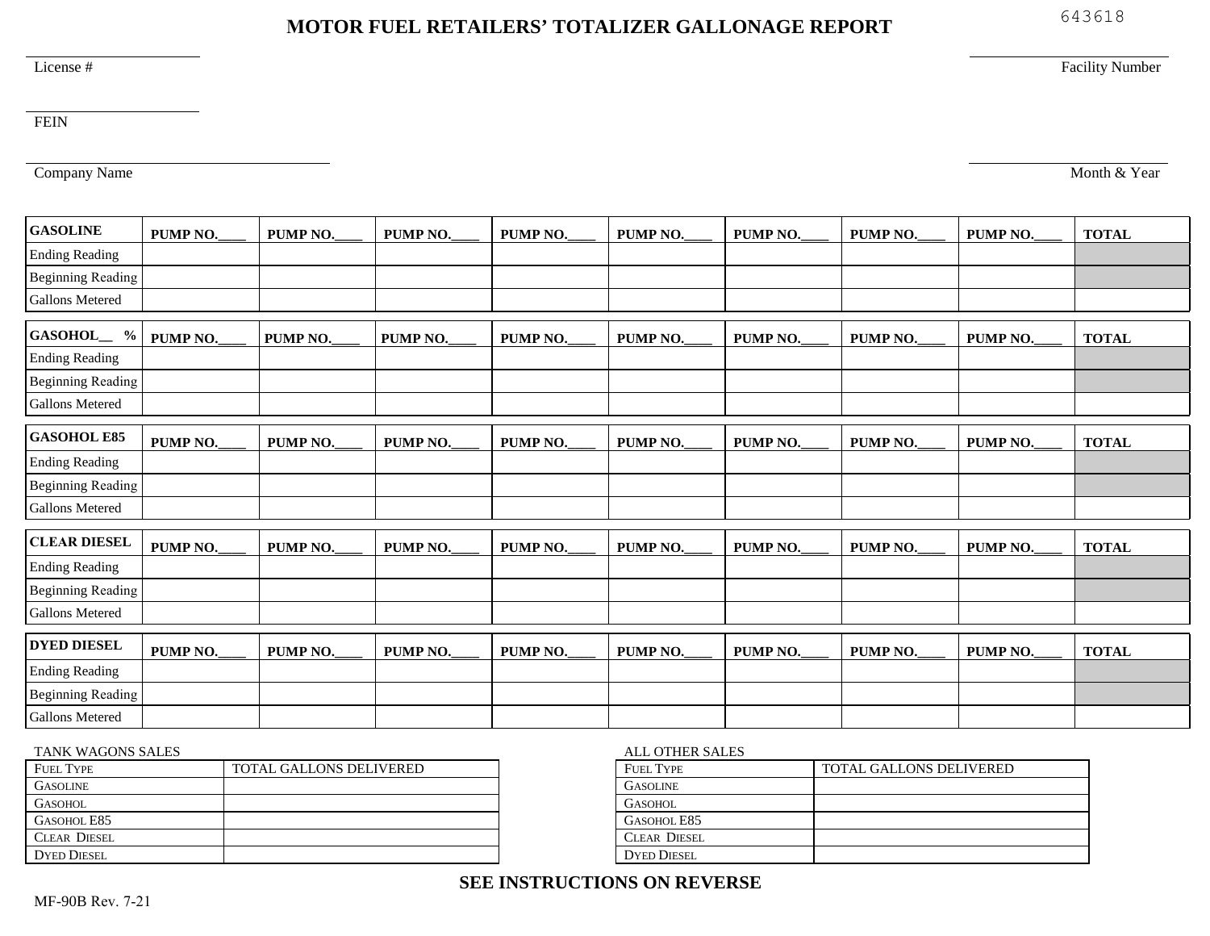643618

# MOTOR FUEL RETAILERS' TOTALIZER GALLONAGE REPORT

License # \_\_\_\_\_\_\_\_\_\_\_\_\_\_\_\_

Facility Number \_\_\_\_\_\_\_\_\_\_\_\_\_\_\_\_

FEIN \_\_\_\_\_\_\_\_\_\_\_\_\_\_\_\_

Company Name \_\_\_\_\_\_\_\_\_\_\_\_\_\_\_\_

Month & Year \_\_\_\_\_\_\_\_\_\_\_\_\_\_\_\_

| GASOLINE | PUMP NO.____ | PUMP NO.____ | PUMP NO.____ | PUMP NO.____ | PUMP NO.____ | PUMP NO.____ | PUMP NO.____ | PUMP NO.____ | TOTAL |
|---|---|---|---|---|---|---|---|---|---|
| Ending Reading | | | | | | | | | |
| Beginning Reading | | | | | | | | | |
| Gallons Metered | | | | | | | | | |

| GASOHOL__ % | PUMP NO.____ | PUMP NO.____ | PUMP NO.____ | PUMP NO.____ | PUMP NO.____ | PUMP NO.____ | PUMP NO.____ | PUMP NO.____ | TOTAL |
|---|---|---|---|---|---|---|---|---|---|
| Ending Reading | | | | | | | | | |
| Beginning Reading | | | | | | | | | |
| Gallons Metered | | | | | | | | | |

| GASOHOL E85 | PUMP NO.____ | PUMP NO.____ | PUMP NO.____ | PUMP NO.____ | PUMP NO.____ | PUMP NO.____ | PUMP NO.____ | PUMP NO.____ | TOTAL |
|---|---|---|---|---|---|---|---|---|---|
| Ending Reading | | | | | | | | | |
| Beginning Reading | | | | | | | | | |
| Gallons Metered | | | | | | | | | |

| CLEAR DIESEL | PUMP NO.____ | PUMP NO.____ | PUMP NO.____ | PUMP NO.____ | PUMP NO.____ | PUMP NO.____ | PUMP NO.____ | PUMP NO.____ | TOTAL |
|---|---|---|---|---|---|---|---|---|---|
| Ending Reading | | | | | | | | | |
| Beginning Reading | | | | | | | | | |
| Gallons Metered | | | | | | | | | |

| DYED DIESEL | PUMP NO.____ | PUMP NO.____ | PUMP NO.____ | PUMP NO.____ | PUMP NO.____ | PUMP NO.____ | PUMP NO.____ | PUMP NO.____ | TOTAL |
|---|---|---|---|---|---|---|---|---|---|
| Ending Reading | | | | | | | | | |
| Beginning Reading | | | | | | | | | |
| Gallons Metered | | | | | | | | | |

TANK WAGONS SALES

| FUEL TYPE | TOTAL GALLONS DELIVERED |
|---|---|
| GASOLINE | |
| GASOHOL | |
| GASOHOL E85 | |
| CLEAR DIESEL | |
| DYED DIESEL | |

ALL OTHER SALES

| FUEL TYPE | TOTAL GALLONS DELIVERED |
|---|---|
| GASOLINE | |
| GASOHOL | |
| GASOHOL E85 | |
| CLEAR DIESEL | |
| DYED DIESEL | |

**SEE INSTRUCTIONS ON REVERSE**

MF-90B Rev. 7-21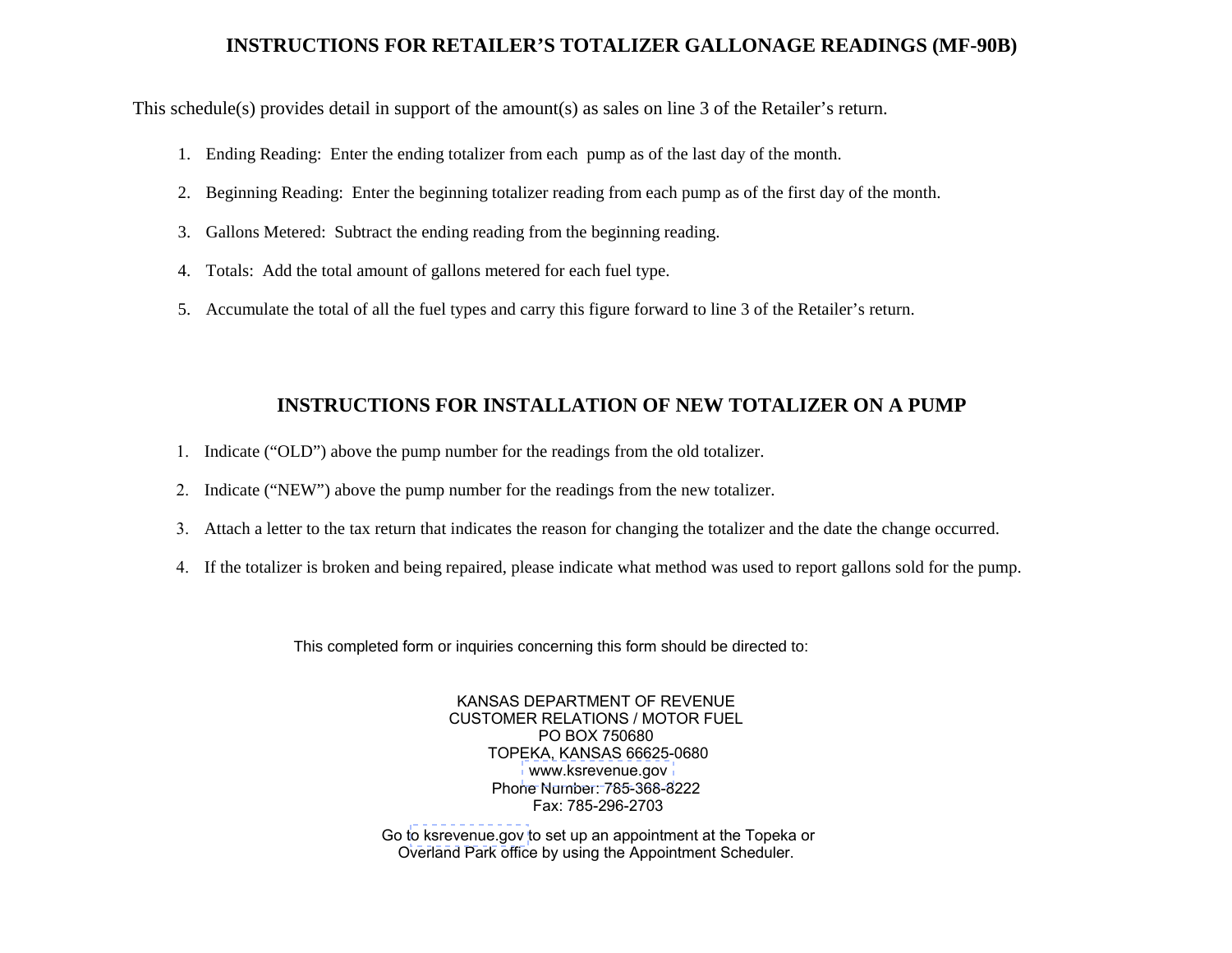## INSTRUCTIONS FOR RETAILER'S TOTALIZER GALLONAGE READINGS (MF-90B)

This schedule(s) provides detail in support of the amount(s) as sales on line 3 of the Retailer's return.

1. Ending Reading: Enter the ending totalizer from each pump as of the last day of the month.
2. Beginning Reading: Enter the beginning totalizer reading from each pump as of the first day of the month.
3. Gallons Metered: Subtract the ending reading from the beginning reading.
4. Totals: Add the total amount of gallons metered for each fuel type.
5. Accumulate the total of all the fuel types and carry this figure forward to line 3 of the Retailer's return.

## INSTRUCTIONS FOR INSTALLATION OF NEW TOTALIZER ON A PUMP

1. Indicate ("OLD") above the pump number for the readings from the old totalizer.
2. Indicate ("NEW") above the pump number for the readings from the new totalizer.
3. Attach a letter to the tax return that indicates the reason for changing the totalizer and the date the change occurred.
4. If the totalizer is broken and being repaired, please indicate what method was used to report gallons sold for the pump.

This completed form or inquiries concerning this form should be directed to:

KANSAS DEPARTMENT OF REVENUE
CUSTOMER RELATIONS / MOTOR FUEL
PO BOX 750680
TOPEKA, KANSAS 66625-0680
www.ksrevenue.gov
Phone Number: 785-368-8222
Fax: 785-296-2703

Go to ksrevenue.gov to set up an appointment at the Topeka or Overland Park office by using the Appointment Scheduler.